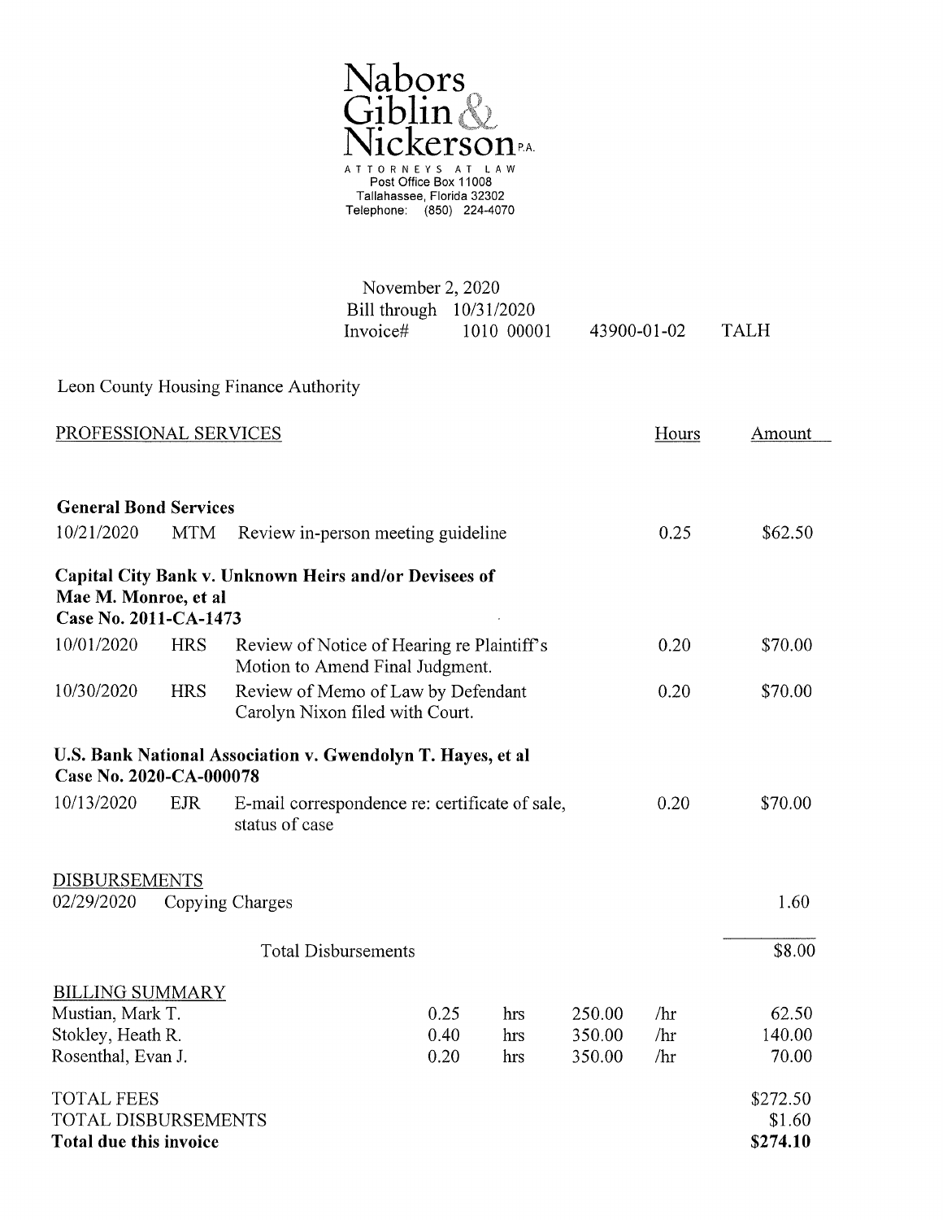# Nabors Giblin & Nickerson P.A.

ATTORNEYS AT LAW
Post Office Box 11008
Tallahassee, Florida 32302
Telephone: (850) 224-4070

November 2, 2020
Bill through 10/31/2020
Invoice# 1010 00001 43900-01-02 TALH

Leon County Housing Finance Authority

| PROFESSIONAL SERVICES | | | Hours | Amount |
|---|---|---|---|---|
| **General Bond Services** | | | | |
| 10/21/2020 | MTM | Review in-person meeting guideline | 0.25 | $62.50 |
| **Capital City Bank v. Unknown Heirs and/or Devisees of Mae M. Monroe, et al Case No. 2011-CA-1473** | | | | |
| 10/01/2020 | HRS | Review of Notice of Hearing re Plaintiff's Motion to Amend Final Judgment. | 0.20 | $70.00 |
| 10/30/2020 | HRS | Review of Memo of Law by Defendant Carolyn Nixon filed with Court. | 0.20 | $70.00 |
| **U.S. Bank National Association v. Gwendolyn T. Hayes, et al Case No. 2020-CA-000078** | | | | |
| 10/13/2020 | EJR | E-mail correspondence re: certificate of sale, status of case | 0.20 | $70.00 |

DISBURSEMENTS

| | | |
|---|---|---|
| 02/29/2020 | Copying Charges | 1.60 |
| | Total Disbursements | $8.00 |

BILLING SUMMARY

| | | | | | |
|---|---|---|---|---|---|
| Mustian, Mark T. | 0.25 | hrs | 250.00 | /hr | 62.50 |
| Stokley, Heath R. | 0.40 | hrs | 350.00 | /hr | 140.00 |
| Rosenthal, Evan J. | 0.20 | hrs | 350.00 | /hr | 70.00 |

| | |
|---|---|
| TOTAL FEES | $272.50 |
| TOTAL DISBURSEMENTS | $1.60 |
| **Total due this invoice** | **$274.10** |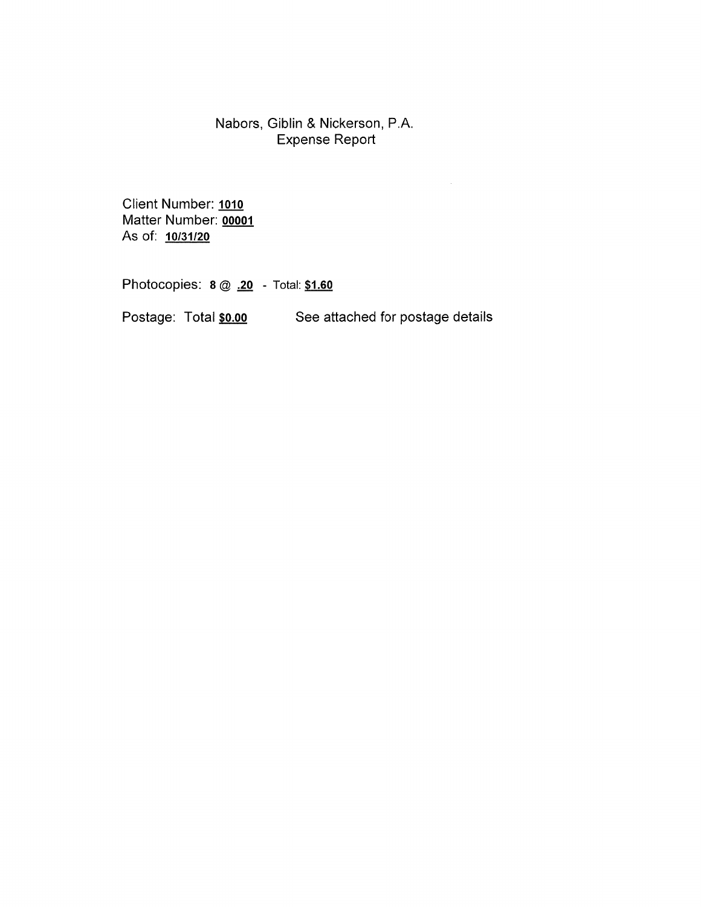# Nabors, Giblin & Nickerson, P.A.
## Expense Report

Client Number: **1010**
Matter Number: **00001**
As of: **10/31/20**

Photocopies: **8 @ .20** - Total: **$1.60**

Postage: Total **$0.00** See attached for postage details